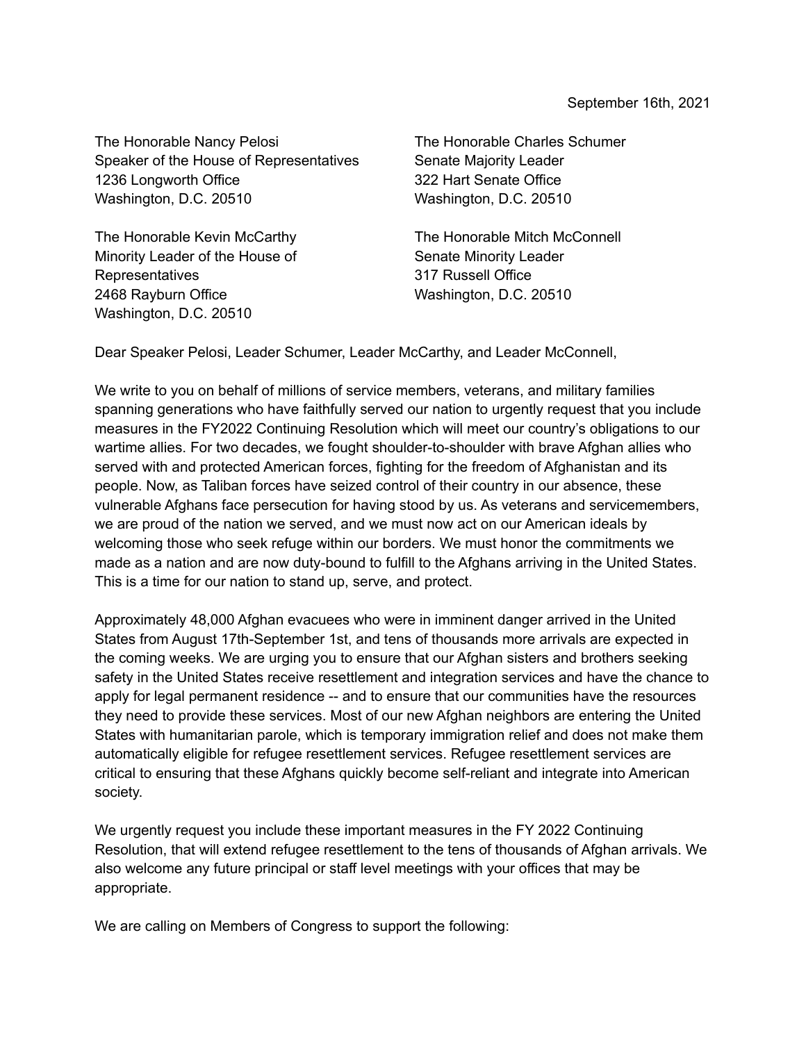September 16th, 2021

The Honorable Nancy Pelosi
Speaker of the House of Representatives
1236 Longworth Office
Washington, D.C. 20510

The Honorable Charles Schumer
Senate Majority Leader
322 Hart Senate Office
Washington, D.C. 20510

The Honorable Kevin McCarthy
Minority Leader of the House of Representatives
2468 Rayburn Office
Washington, D.C. 20510

The Honorable Mitch McConnell
Senate Minority Leader
317 Russell Office
Washington, D.C. 20510

Dear Speaker Pelosi, Leader Schumer, Leader McCarthy, and Leader McConnell,

We write to you on behalf of millions of service members, veterans, and military families spanning generations who have faithfully served our nation to urgently request that you include measures in the FY2022 Continuing Resolution which will meet our country's obligations to our wartime allies. For two decades, we fought shoulder-to-shoulder with brave Afghan allies who served with and protected American forces, fighting for the freedom of Afghanistan and its people. Now, as Taliban forces have seized control of their country in our absence, these vulnerable Afghans face persecution for having stood by us. As veterans and servicemembers, we are proud of the nation we served, and we must now act on our American ideals by welcoming those who seek refuge within our borders. We must honor the commitments we made as a nation and are now duty-bound to fulfill to the Afghans arriving in the United States. This is a time for our nation to stand up, serve, and protect.

Approximately 48,000 Afghan evacuees who were in imminent danger arrived in the United States from August 17th-September 1st, and tens of thousands more arrivals are expected in the coming weeks. We are urging you to ensure that our Afghan sisters and brothers seeking safety in the United States receive resettlement and integration services and have the chance to apply for legal permanent residence -- and to ensure that our communities have the resources they need to provide these services. Most of our new Afghan neighbors are entering the United States with humanitarian parole, which is temporary immigration relief and does not make them automatically eligible for refugee resettlement services. Refugee resettlement services are critical to ensuring that these Afghans quickly become self-reliant and integrate into American society.

We urgently request you include these important measures in the FY 2022 Continuing Resolution, that will extend refugee resettlement to the tens of thousands of Afghan arrivals. We also welcome any future principal or staff level meetings with your offices that may be appropriate.

We are calling on Members of Congress to support the following: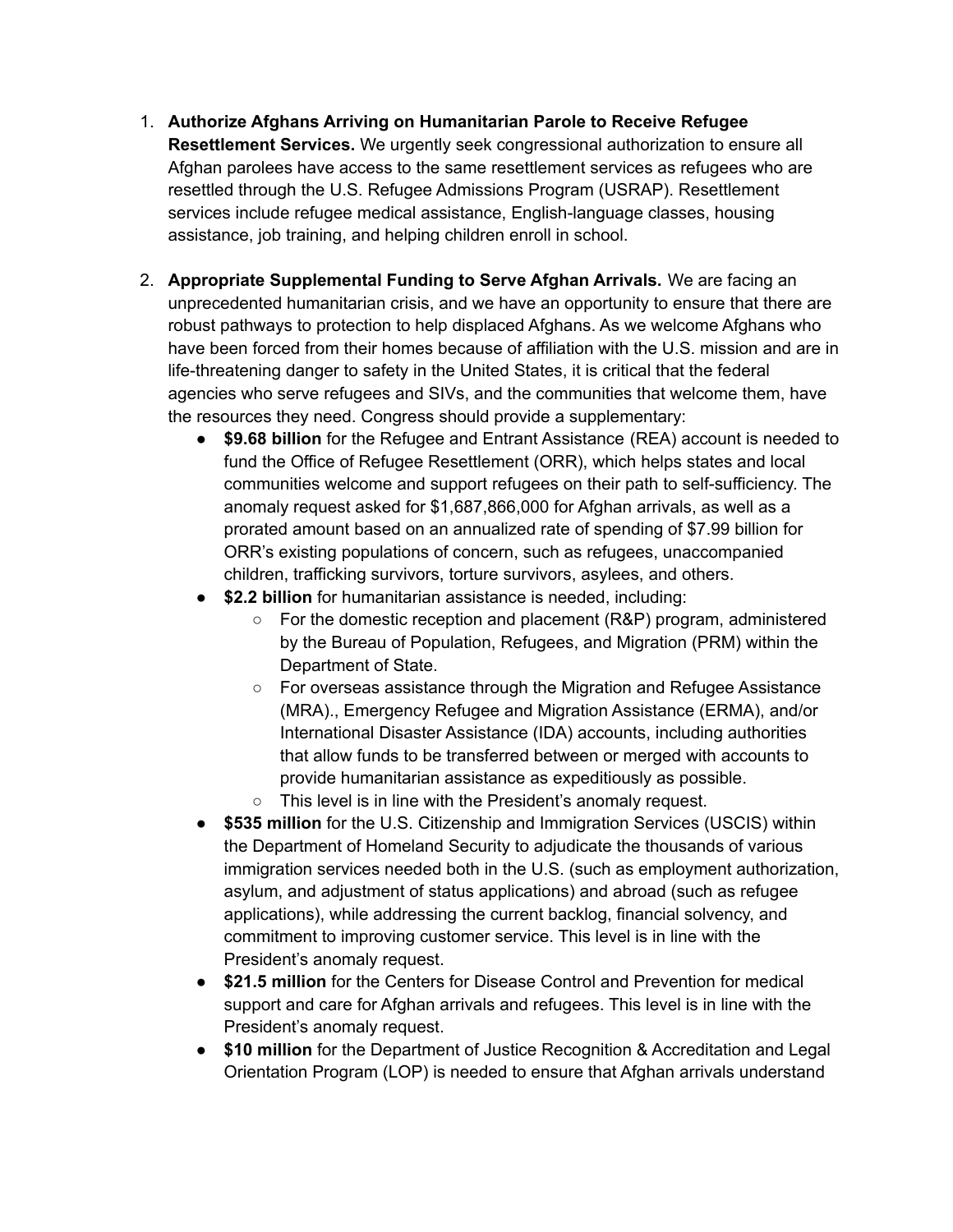1. **Authorize Afghans Arriving on Humanitarian Parole to Receive Refugee Resettlement Services.** We urgently seek congressional authorization to ensure all Afghan parolees have access to the same resettlement services as refugees who are resettled through the U.S. Refugee Admissions Program (USRAP). Resettlement services include refugee medical assistance, English-language classes, housing assistance, job training, and helping children enroll in school.

2. **Appropriate Supplemental Funding to Serve Afghan Arrivals.** We are facing an unprecedented humanitarian crisis, and we have an opportunity to ensure that there are robust pathways to protection to help displaced Afghans. As we welcome Afghans who have been forced from their homes because of affiliation with the U.S. mission and are in life-threatening danger to safety in the United States, it is critical that the federal agencies who serve refugees and SIVs, and the communities that welcome them, have the resources they need. Congress should provide a supplementary:
    - **$9.68 billion** for the Refugee and Entrant Assistance (REA) account is needed to fund the Office of Refugee Resettlement (ORR), which helps states and local communities welcome and support refugees on their path to self-sufficiency. The anomaly request asked for $1,687,866,000 for Afghan arrivals, as well as a prorated amount based on an annualized rate of spending of $7.99 billion for ORR's existing populations of concern, such as refugees, unaccompanied children, trafficking survivors, torture survivors, asylees, and others.
    - **$2.2 billion** for humanitarian assistance is needed, including:
        - For the domestic reception and placement (R&P) program, administered by the Bureau of Population, Refugees, and Migration (PRM) within the Department of State.
        - For overseas assistance through the Migration and Refugee Assistance (MRA)., Emergency Refugee and Migration Assistance (ERMA), and/or International Disaster Assistance (IDA) accounts, including authorities that allow funds to be transferred between or merged with accounts to provide humanitarian assistance as expeditiously as possible.
        - This level is in line with the President's anomaly request.
    - **$535 million** for the U.S. Citizenship and Immigration Services (USCIS) within the Department of Homeland Security to adjudicate the thousands of various immigration services needed both in the U.S. (such as employment authorization, asylum, and adjustment of status applications) and abroad (such as refugee applications), while addressing the current backlog, financial solvency, and commitment to improving customer service. This level is in line with the President's anomaly request.
    - **$21.5 million** for the Centers for Disease Control and Prevention for medical support and care for Afghan arrivals and refugees. This level is in line with the President's anomaly request.
    - **$10 million** for the Department of Justice Recognition & Accreditation and Legal Orientation Program (LOP) is needed to ensure that Afghan arrivals understand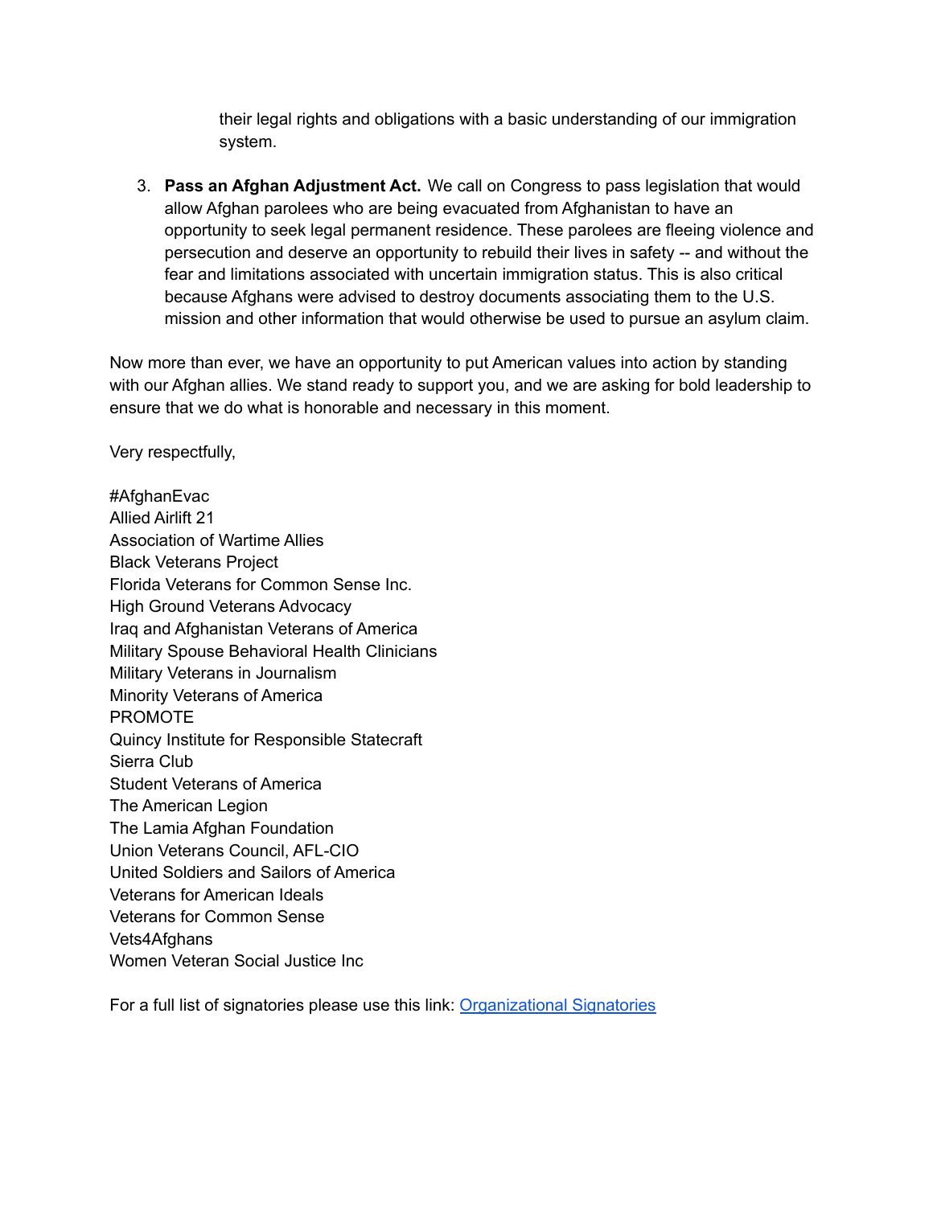their legal rights and obligations with a basic understanding of our immigration system.

3. **Pass an Afghan Adjustment Act.** We call on Congress to pass legislation that would allow Afghan parolees who are being evacuated from Afghanistan to have an opportunity to seek legal permanent residence. These parolees are fleeing violence and persecution and deserve an opportunity to rebuild their lives in safety -- and without the fear and limitations associated with uncertain immigration status. This is also critical because Afghans were advised to destroy documents associating them to the U.S. mission and other information that would otherwise be used to pursue an asylum claim.

Now more than ever, we have an opportunity to put American values into action by standing with our Afghan allies. We stand ready to support you, and we are asking for bold leadership to ensure that we do what is honorable and necessary in this moment.

Very respectfully,

#AfghanEvac
Allied Airlift 21
Association of Wartime Allies
Black Veterans Project
Florida Veterans for Common Sense Inc.
High Ground Veterans Advocacy
Iraq and Afghanistan Veterans of America
Military Spouse Behavioral Health Clinicians
Military Veterans in Journalism
Minority Veterans of America
PROMOTE
Quincy Institute for Responsible Statecraft
Sierra Club
Student Veterans of America
The American Legion
The Lamia Afghan Foundation
Union Veterans Council, AFL-CIO
United Soldiers and Sailors of America
Veterans for American Ideals
Veterans for Common Sense
Vets4Afghans
Women Veteran Social Justice Inc

For a full list of signatories please use this link: Organizational Signatories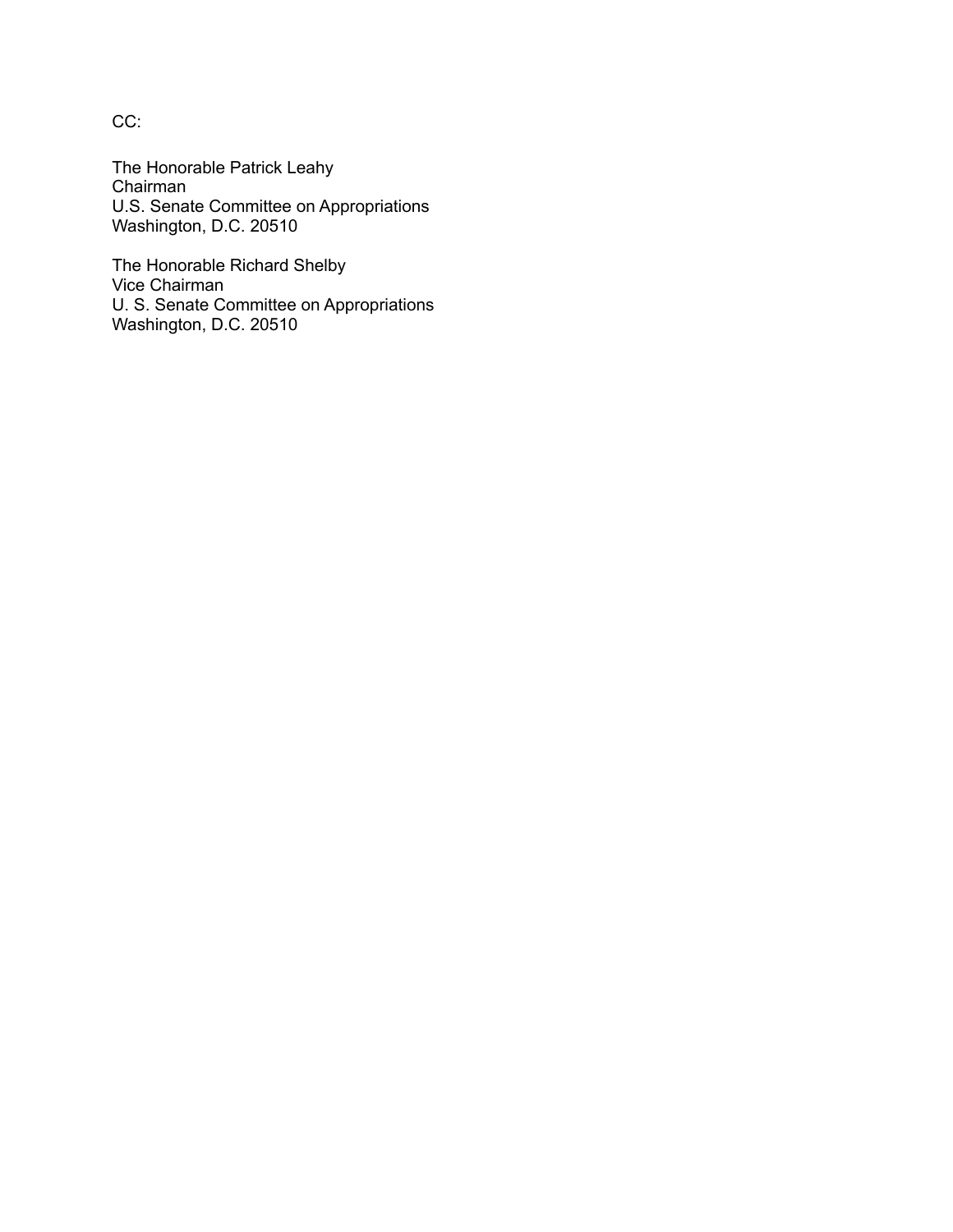CC:

The Honorable Patrick Leahy
Chairman
U.S. Senate Committee on Appropriations
Washington, D.C. 20510

The Honorable Richard Shelby
Vice Chairman
U. S. Senate Committee on Appropriations
Washington, D.C. 20510